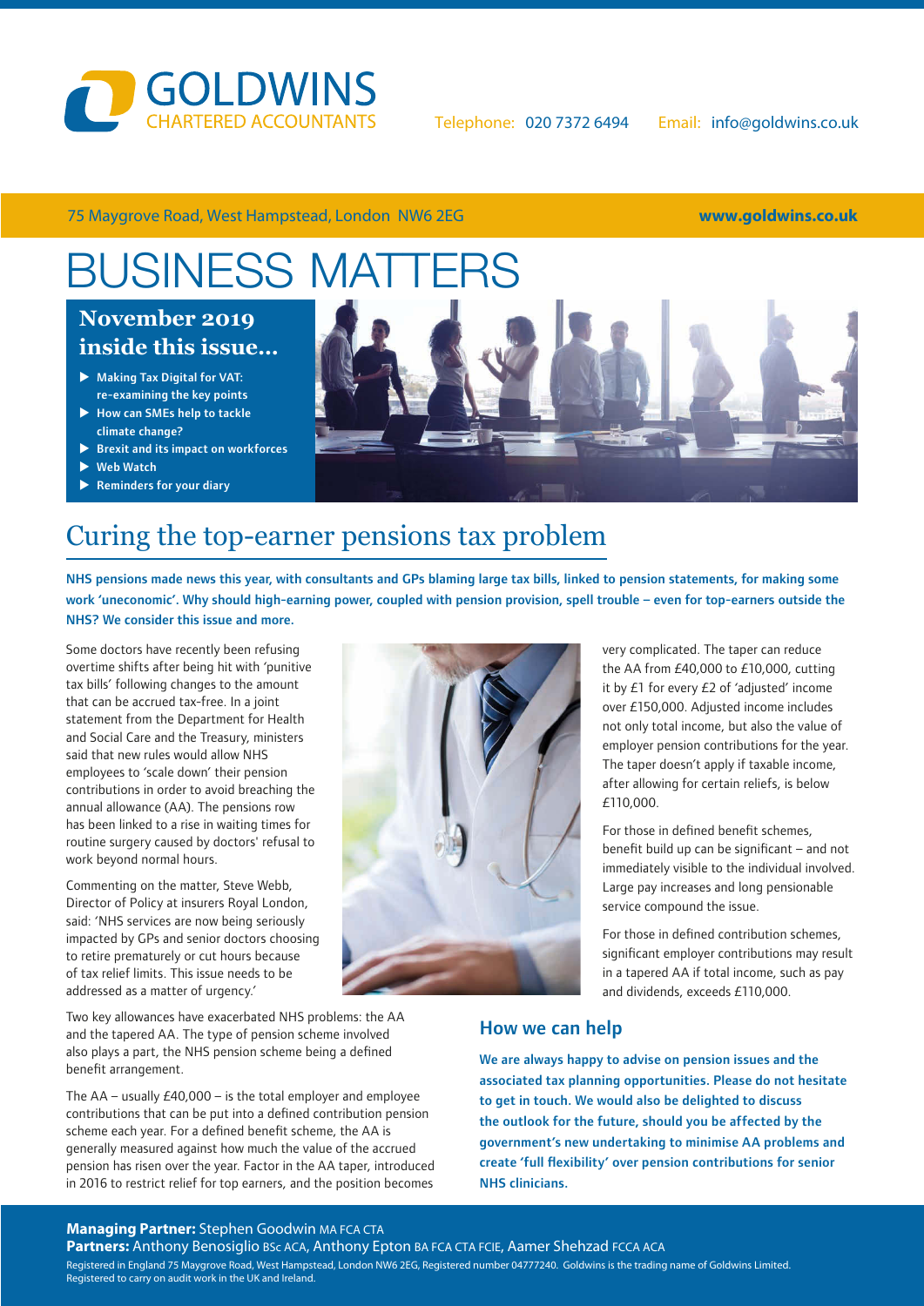# GOLDWINS
CHARTERED ACCOUNTANTS

Telephone: 020 7372 6494 Email: info@goldwins.co.uk

75 Maygrove Road, West Hampstead, London NW6 2EG **www.goldwins.co.uk**

# BUSINESS MATTERS

## November 2019 inside this issue...

- Making Tax Digital for VAT: re-examining the key points
- How can SMEs help to tackle climate change?
- Brexit and its impact on workforces
- Web Watch
- Reminders for your diary

## Curing the top-earner pensions tax problem

**NHS pensions made news this year, with consultants and GPs blaming large tax bills, linked to pension statements, for making some work 'uneconomic'. Why should high-earning power, coupled with pension provision, spell trouble – even for top-earners outside the NHS? We consider this issue and more.**

Some doctors have recently been refusing overtime shifts after being hit with 'punitive tax bills' following changes to the amount that can be accrued tax-free. In a joint statement from the Department for Health and Social Care and the Treasury, ministers said that new rules would allow NHS employees to 'scale down' their pension contributions in order to avoid breaching the annual allowance (AA). The pensions row has been linked to a rise in waiting times for routine surgery caused by doctors' refusal to work beyond normal hours.

Commenting on the matter, Steve Webb, Director of Policy at insurers Royal London, said: 'NHS services are now being seriously impacted by GPs and senior doctors choosing to retire prematurely or cut hours because of tax relief limits. This issue needs to be addressed as a matter of urgency.'

Two key allowances have exacerbated NHS problems: the AA and the tapered AA. The type of pension scheme involved also plays a part, the NHS pension scheme being a defined benefit arrangement.

The AA – usually £40,000 – is the total employer and employee contributions that can be put into a defined contribution pension scheme each year. For a defined benefit scheme, the AA is generally measured against how much the value of the accrued pension has risen over the year. Factor in the AA taper, introduced in 2016 to restrict relief for top earners, and the position becomes very complicated. The taper can reduce the AA from £40,000 to £10,000, cutting it by £1 for every £2 of 'adjusted' income over £150,000. Adjusted income includes not only total income, but also the value of employer pension contributions for the year. The taper doesn't apply if taxable income, after allowing for certain reliefs, is below £110,000.

For those in defined benefit schemes, benefit build up can be significant – and not immediately visible to the individual involved. Large pay increases and long pensionable service compound the issue.

For those in defined contribution schemes, significant employer contributions may result in a tapered AA if total income, such as pay and dividends, exceeds £110,000.

### How we can help

**We are always happy to advise on pension issues and the associated tax planning opportunities. Please do not hesitate to get in touch. We would also be delighted to discuss the outlook for the future, should you be affected by the government's new undertaking to minimise AA problems and create 'full flexibility' over pension contributions for senior NHS clinicians.**

**Managing Partner:** Stephen Goodwin MA FCA CTA
**Partners:** Anthony Benosiglio BSc ACA, Anthony Epton BA FCA CTA FCIE, Aamer Shehzad FCCA ACA
Registered in England 75 Maygrove Road, West Hampstead, London NW6 2EG, Registered number 04777240. Goldwins is the trading name of Goldwins Limited. Registered to carry on audit work in the UK and Ireland.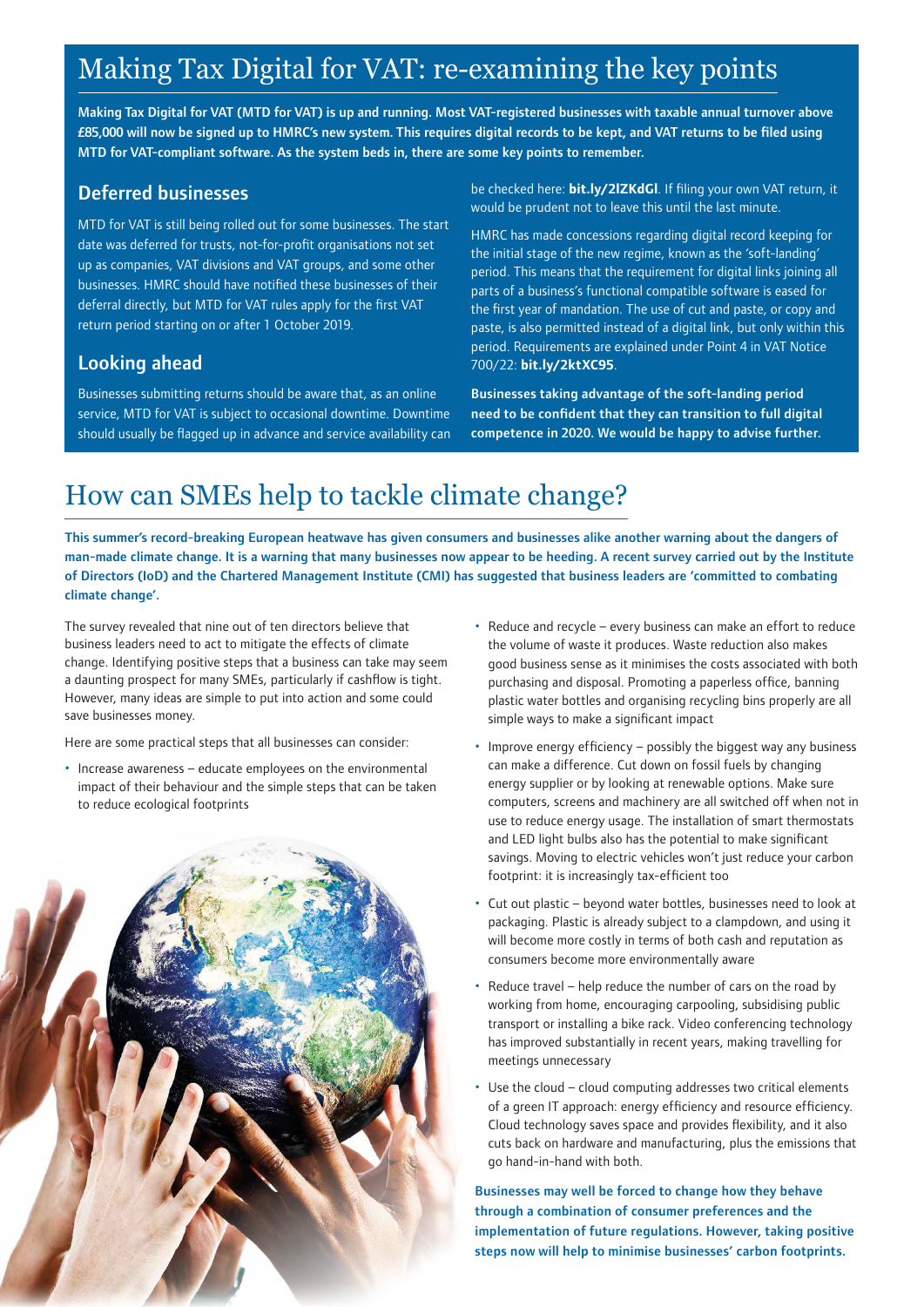# Making Tax Digital for VAT: re-examining the key points

**Making Tax Digital for VAT (MTD for VAT) is up and running. Most VAT-registered businesses with taxable annual turnover above £85,000 will now be signed up to HMRC's new system. This requires digital records to be kept, and VAT returns to be filed using MTD for VAT-compliant software. As the system beds in, there are some key points to remember.**

## Deferred businesses

MTD for VAT is still being rolled out for some businesses. The start date was deferred for trusts, not-for-profit organisations not set up as companies, VAT divisions and VAT groups, and some other businesses. HMRC should have notified these businesses of their deferral directly, but MTD for VAT rules apply for the first VAT return period starting on or after 1 October 2019.

## Looking ahead

Businesses submitting returns should be aware that, as an online service, MTD for VAT is subject to occasional downtime. Downtime should usually be flagged up in advance and service availability can be checked here: **bit.ly/2lZKdGl**. If filing your own VAT return, it would be prudent not to leave this until the last minute.

HMRC has made concessions regarding digital record keeping for the initial stage of the new regime, known as the 'soft-landing' period. This means that the requirement for digital links joining all parts of a business's functional compatible software is eased for the first year of mandation. The use of cut and paste, or copy and paste, is also permitted instead of a digital link, but only within this period. Requirements are explained under Point 4 in VAT Notice 700/22: **bit.ly/2ktXC95**.

**Businesses taking advantage of the soft-landing period need to be confident that they can transition to full digital competence in 2020. We would be happy to advise further.**

# How can SMEs help to tackle climate change?

**This summer's record-breaking European heatwave has given consumers and businesses alike another warning about the dangers of man-made climate change. It is a warning that many businesses now appear to be heeding. A recent survey carried out by the Institute of Directors (IoD) and the Chartered Management Institute (CMI) has suggested that business leaders are 'committed to combating climate change'.**

The survey revealed that nine out of ten directors believe that business leaders need to act to mitigate the effects of climate change. Identifying positive steps that a business can take may seem a daunting prospect for many SMEs, particularly if cashflow is tight. However, many ideas are simple to put into action and some could save businesses money.

Here are some practical steps that all businesses can consider:

- Increase awareness – educate employees on the environmental impact of their behaviour and the simple steps that can be taken to reduce ecological footprints
- Reduce and recycle – every business can make an effort to reduce the volume of waste it produces. Waste reduction also makes good business sense as it minimises the costs associated with both purchasing and disposal. Promoting a paperless office, banning plastic water bottles and organising recycling bins properly are all simple ways to make a significant impact
- Improve energy efficiency – possibly the biggest way any business can make a difference. Cut down on fossil fuels by changing energy supplier or by looking at renewable options. Make sure computers, screens and machinery are all switched off when not in use to reduce energy usage. The installation of smart thermostats and LED light bulbs also has the potential to make significant savings. Moving to electric vehicles won't just reduce your carbon footprint: it is increasingly tax-efficient too
- Cut out plastic – beyond water bottles, businesses need to look at packaging. Plastic is already subject to a clampdown, and using it will become more costly in terms of both cash and reputation as consumers become more environmentally aware
- Reduce travel – help reduce the number of cars on the road by working from home, encouraging carpooling, subsidising public transport or installing a bike rack. Video conferencing technology has improved substantially in recent years, making travelling for meetings unnecessary
- Use the cloud – cloud computing addresses two critical elements of a green IT approach: energy efficiency and resource efficiency. Cloud technology saves space and provides flexibility, and it also cuts back on hardware and manufacturing, plus the emissions that go hand-in-hand with both.

**Businesses may well be forced to change how they behave through a combination of consumer preferences and the implementation of future regulations. However, taking positive steps now will help to minimise businesses' carbon footprints.**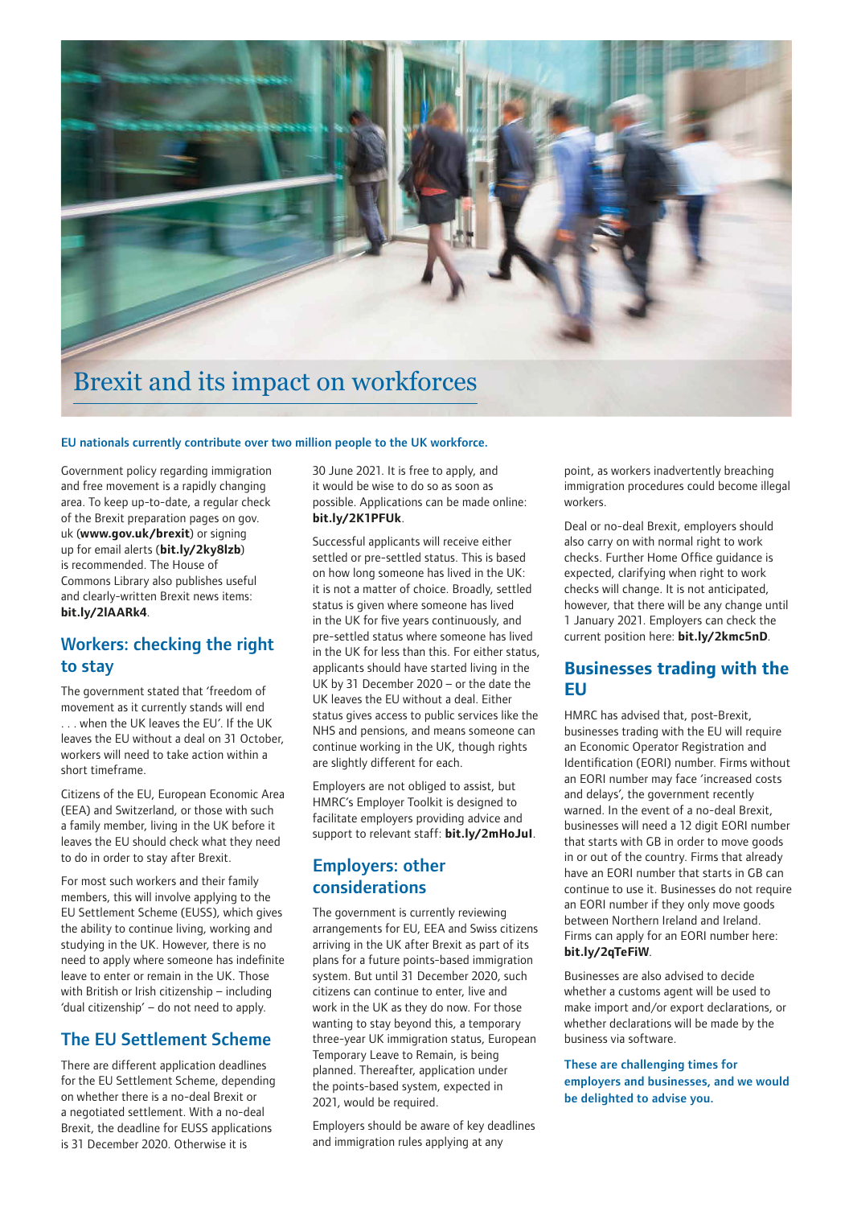# Brexit and its impact on workforces

**EU nationals currently contribute over two million people to the UK workforce.**

Government policy regarding immigration and free movement is a rapidly changing area. To keep up-to-date, a regular check of the Brexit preparation pages on gov.uk (**www.gov.uk/brexit**) or signing up for email alerts (**bit.ly/2ky8lzb**) is recommended. The House of Commons Library also publishes useful and clearly-written Brexit news items: **bit.ly/2lAARk4**.

## Workers: checking the right to stay

The government stated that 'freedom of movement as it currently stands will end . . . when the UK leaves the EU'. If the UK leaves the EU without a deal on 31 October, workers will need to take action within a short timeframe.

Citizens of the EU, European Economic Area (EEA) and Switzerland, or those with such a family member, living in the UK before it leaves the EU should check what they need to do in order to stay after Brexit.

For most such workers and their family members, this will involve applying to the EU Settlement Scheme (EUSS), which gives the ability to continue living, working and studying in the UK. However, there is no need to apply where someone has indefinite leave to enter or remain in the UK. Those with British or Irish citizenship – including 'dual citizenship' – do not need to apply.

## The EU Settlement Scheme

There are different application deadlines for the EU Settlement Scheme, depending on whether there is a no-deal Brexit or a negotiated settlement. With a no-deal Brexit, the deadline for EUSS applications is 31 December 2020. Otherwise it is 30 June 2021. It is free to apply, and it would be wise to do so as soon as possible. Applications can be made online: **bit.ly/2K1PFUk**.

Successful applicants will receive either settled or pre-settled status. This is based on how long someone has lived in the UK: it is not a matter of choice. Broadly, settled status is given where someone has lived in the UK for five years continuously, and pre-settled status where someone has lived in the UK for less than this. For either status, applicants should have started living in the UK by 31 December 2020 – or the date the UK leaves the EU without a deal. Either status gives access to public services like the NHS and pensions, and means someone can continue working in the UK, though rights are slightly different for each.

Employers are not obliged to assist, but HMRC's Employer Toolkit is designed to facilitate employers providing advice and support to relevant staff: **bit.ly/2mHoJul**.

## Employers: other considerations

The government is currently reviewing arrangements for EU, EEA and Swiss citizens arriving in the UK after Brexit as part of its plans for a future points-based immigration system. But until 31 December 2020, such citizens can continue to enter, live and work in the UK as they do now. For those wanting to stay beyond this, a temporary three-year UK immigration status, European Temporary Leave to Remain, is being planned. Thereafter, application under the points-based system, expected in 2021, would be required.

Employers should be aware of key deadlines and immigration rules applying at any point, as workers inadvertently breaching immigration procedures could become illegal workers.

Deal or no-deal Brexit, employers should also carry on with normal right to work checks. Further Home Office guidance is expected, clarifying when right to work checks will change. It is not anticipated, however, that there will be any change until 1 January 2021. Employers can check the current position here: **bit.ly/2kmc5nD**.

## Businesses trading with the EU

HMRC has advised that, post-Brexit, businesses trading with the EU will require an Economic Operator Registration and Identification (EORI) number. Firms without an EORI number may face 'increased costs and delays', the government recently warned. In the event of a no-deal Brexit, businesses will need a 12 digit EORI number that starts with GB in order to move goods in or out of the country. Firms that already have an EORI number that starts in GB can continue to use it. Businesses do not require an EORI number if they only move goods between Northern Ireland and Ireland. Firms can apply for an EORI number here: **bit.ly/2qTeFiW**.

Businesses are also advised to decide whether a customs agent will be used to make import and/or export declarations, or whether declarations will be made by the business via software.

**These are challenging times for employers and businesses, and we would be delighted to advise you.**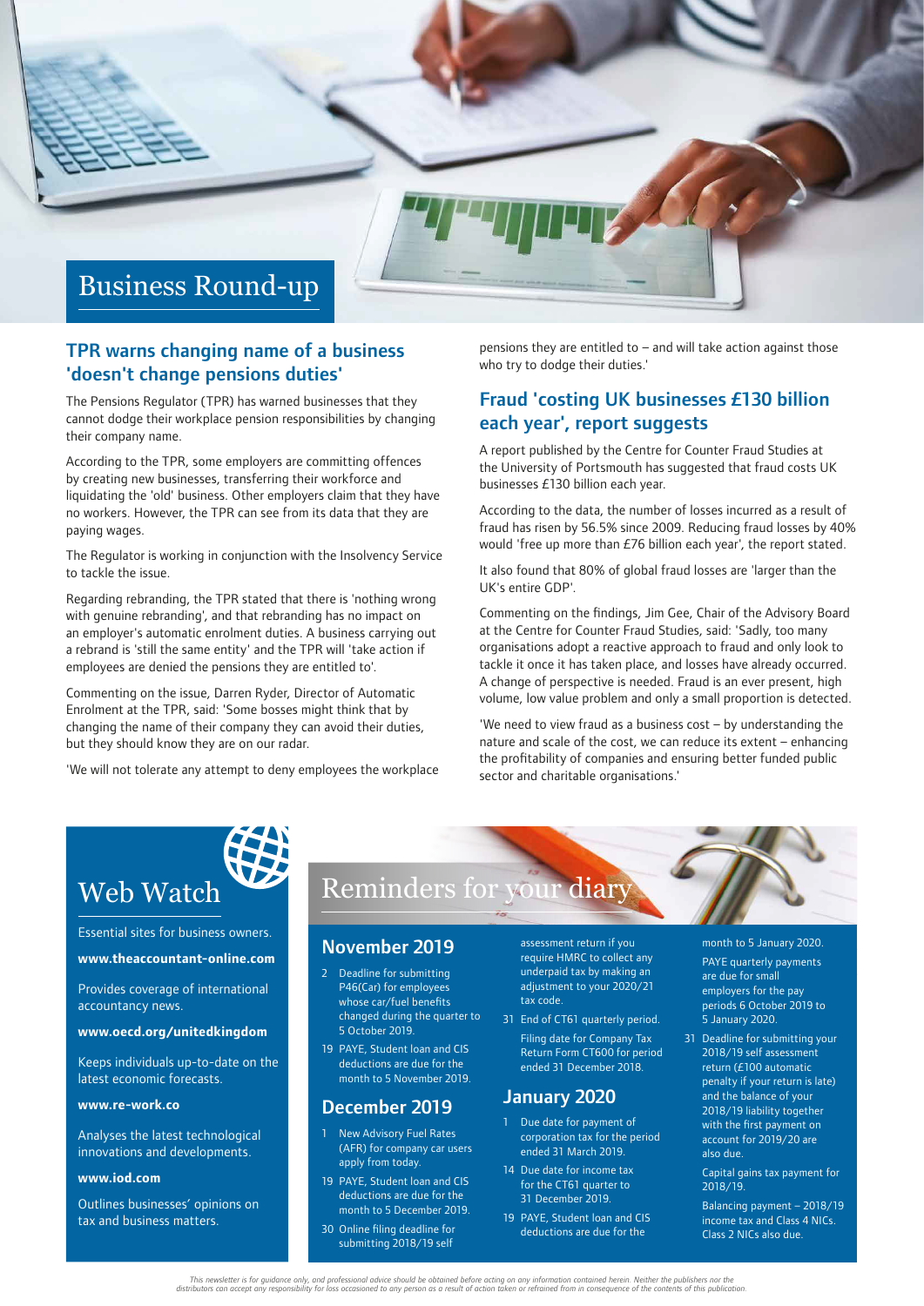# Business Round-up

## TPR warns changing name of a business 'doesn't change pensions duties'

The Pensions Regulator (TPR) has warned businesses that they cannot dodge their workplace pension responsibilities by changing their company name.

According to the TPR, some employers are committing offences by creating new businesses, transferring their workforce and liquidating the 'old' business. Other employers claim that they have no workers. However, the TPR can see from its data that they are paying wages.

The Regulator is working in conjunction with the Insolvency Service to tackle the issue.

Regarding rebranding, the TPR stated that there is 'nothing wrong with genuine rebranding', and that rebranding has no impact on an employer's automatic enrolment duties. A business carrying out a rebrand is 'still the same entity' and the TPR will 'take action if employees are denied the pensions they are entitled to'.

Commenting on the issue, Darren Ryder, Director of Automatic Enrolment at the TPR, said: 'Some bosses might think that by changing the name of their company they can avoid their duties, but they should know they are on our radar.

'We will not tolerate any attempt to deny employees the workplace pensions they are entitled to – and will take action against those who try to dodge their duties.'

## Fraud 'costing UK businesses £130 billion each year', report suggests

A report published by the Centre for Counter Fraud Studies at the University of Portsmouth has suggested that fraud costs UK businesses £130 billion each year.

According to the data, the number of losses incurred as a result of fraud has risen by 56.5% since 2009. Reducing fraud losses by 40% would 'free up more than £76 billion each year', the report stated.

It also found that 80% of global fraud losses are 'larger than the UK's entire GDP'.

Commenting on the findings, Jim Gee, Chair of the Advisory Board at the Centre for Counter Fraud Studies, said: 'Sadly, too many organisations adopt a reactive approach to fraud and only look to tackle it once it has taken place, and losses have already occurred. A change of perspective is needed. Fraud is an ever present, high volume, low value problem and only a small proportion is detected.

'We need to view fraud as a business cost – by understanding the nature and scale of the cost, we can reduce its extent – enhancing the profitability of companies and ensuring better funded public sector and charitable organisations.'

# Web Watch

Essential sites for business owners.

**www.theaccountant-online.com**

Provides coverage of international accountancy news.

**www.oecd.org/unitedkingdom**

Keeps individuals up-to-date on the latest economic forecasts.

**www.re-work.co**

Analyses the latest technological innovations and developments.

**www.iod.com**

Outlines businesses' opinions on tax and business matters.

# Reminders for your diary

## November 2019

- 2 Deadline for submitting P46(Car) for employees whose car/fuel benefits changed during the quarter to 5 October 2019.
- 19 PAYE, Student loan and CIS deductions are due for the month to 5 November 2019.

## December 2019

- 1 New Advisory Fuel Rates (AFR) for company car users apply from today.
- 19 PAYE, Student loan and CIS deductions are due for the month to 5 December 2019.
- 30 Online filing deadline for submitting 2018/19 self assessment return if you require HMRC to collect any underpaid tax by making an adjustment to your 2020/21 tax code.
- 31 End of CT61 quarterly period.

  Filing date for Company Tax Return Form CT600 for period ended 31 December 2018.

## January 2020

- 1 Due date for payment of corporation tax for the period ended 31 March 2019.
- 14 Due date for income tax for the CT61 quarter to 31 December 2019.
- 19 PAYE, Student loan and CIS deductions are due for the month to 5 January 2020.

  PAYE quarterly payments are due for small employers for the pay periods 6 October 2019 to 5 January 2020.
- 31 Deadline for submitting your 2018/19 self assessment return (£100 automatic penalty if your return is late) and the balance of your 2018/19 liability together with the first payment on account for 2019/20 are also due.

  Capital gains tax payment for 2018/19.

  Balancing payment – 2018/19 income tax and Class 4 NICs. Class 2 NICs also due.

*This newsletter is for guidance only, and professional advice should be obtained before acting on any information contained herein. Neither the publishers nor the distributors can accept any responsibility for loss occasioned to any person as a result of action taken or refrained from in consequence of the contents of this publication.*